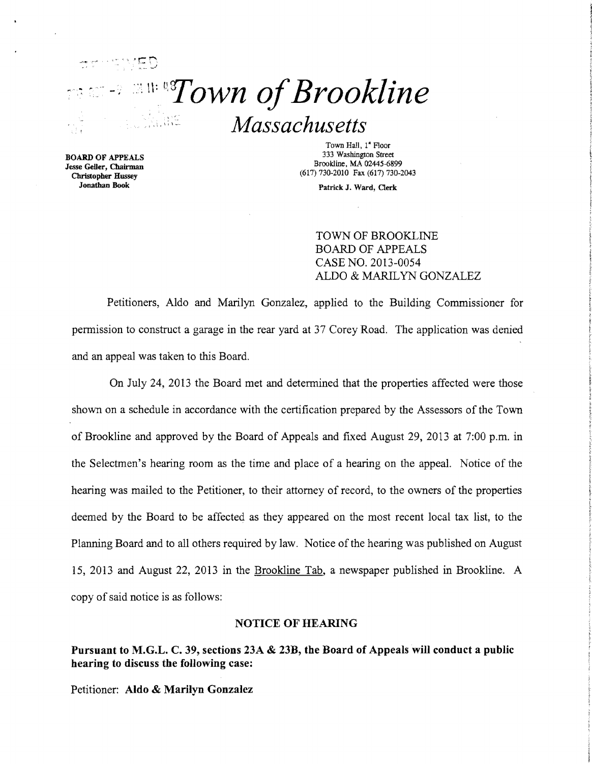# *Town of Brookline*

## *Massachusetts*

**BOARD OF APPEALS**
**Jesse Geller, Chairman**
**Christopher Hussey**
**Jonathan Book**

Town Hall, 1st Floor
333 Washington Street
Brookline, MA 02445-6899
(617) 730-2010 Fax (617) 730-2043

**Patrick J. Ward, Clerk**

TOWN OF BROOKLINE
BOARD OF APPEALS
CASE NO. 2013-0054
ALDO & MARILYN GONZALEZ

Petitioners, Aldo and Marilyn Gonzalez, applied to the Building Commissioner for permission to construct a garage in the rear yard at 37 Corey Road. The application was denied and an appeal was taken to this Board.

On July 24, 2013 the Board met and determined that the properties affected were those shown on a schedule in accordance with the certification prepared by the Assessors of the Town of Brookline and approved by the Board of Appeals and fixed August 29, 2013 at 7:00 p.m. in the Selectmen's hearing room as the time and place of a hearing on the appeal. Notice of the hearing was mailed to the Petitioner, to their attorney of record, to the owners of the properties deemed by the Board to be affected as they appeared on the most recent local tax list, to the Planning Board and to all others required by law. Notice of the hearing was published on August 15, 2013 and August 22, 2013 in the Brookline Tab, a newspaper published in Brookline. A copy of said notice is as follows:

**NOTICE OF HEARING**

**Pursuant to M.G.L. C. 39, sections 23A & 23B, the Board of Appeals will conduct a public hearing to discuss the following case:**

Petitioner: **Aldo & Marilyn Gonzalez**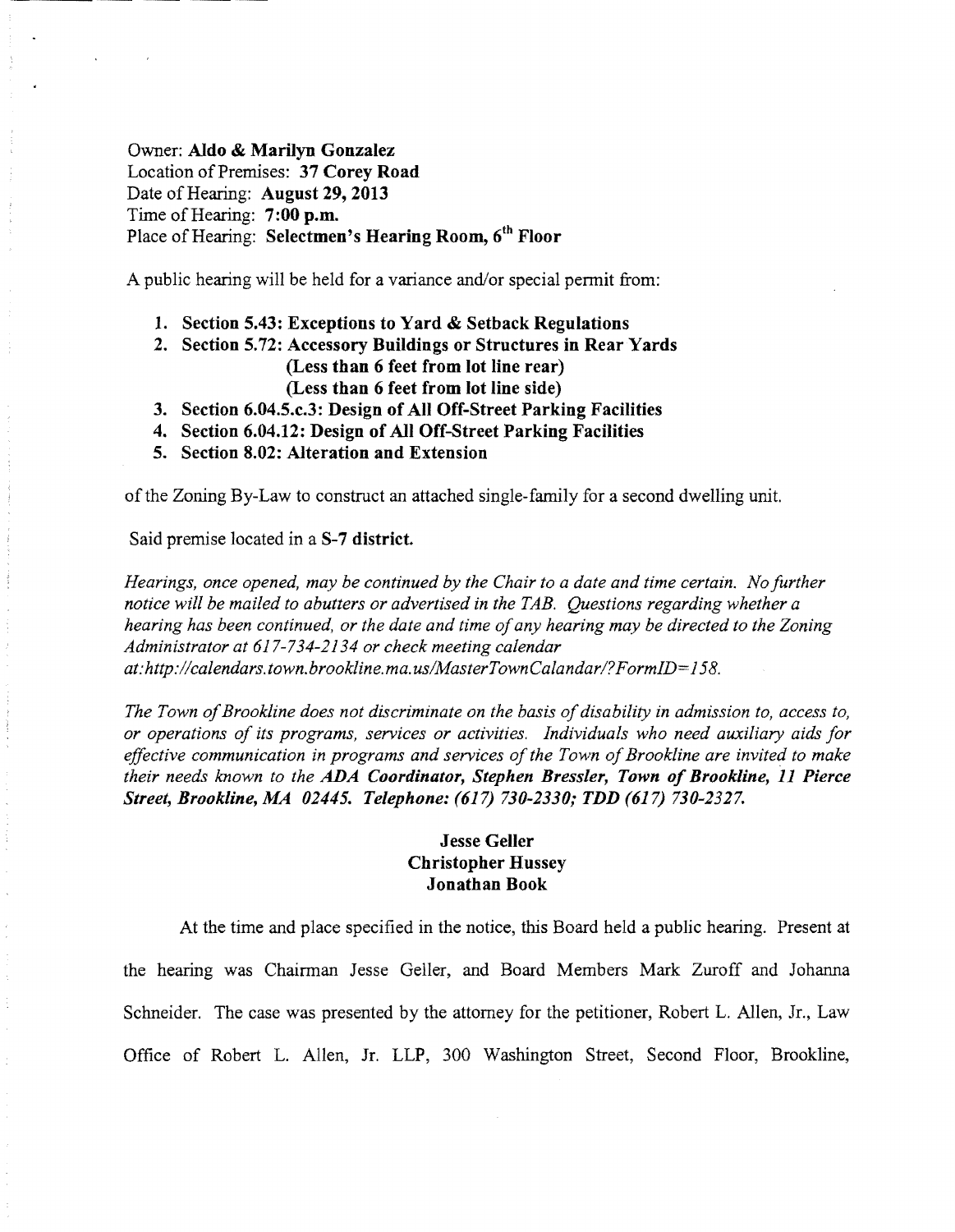Owner: **Aldo & Marilyn Gonzalez**
Location of Premises: **37 Corey Road**
Date of Hearing: **August 29, 2013**
Time of Hearing: **7:00 p.m.**
Place of Hearing: **Selectmen's Hearing Room, 6th Floor**

A public hearing will be held for a variance and/or special permit from:

1. **Section 5.43: Exceptions to Yard & Setback Regulations**
2. **Section 5.72: Accessory Buildings or Structures in Rear Yards**
   **(Less than 6 feet from lot line rear)**
   **(Less than 6 feet from lot line side)**
3. **Section 6.04.5.c.3: Design of All Off-Street Parking Facilities**
4. **Section 6.04.12: Design of All Off-Street Parking Facilities**
5. **Section 8.02: Alteration and Extension**

of the Zoning By-Law to construct an attached single-family for a second dwelling unit.

Said premise located in a **S-7 district.**

*Hearings, once opened, may be continued by the Chair to a date and time certain. No further notice will be mailed to abutters or advertised in the TAB. Questions regarding whether a hearing has been continued, or the date and time of any hearing may be directed to the Zoning Administrator at 617-734-2134 or check meeting calendar at:http://calendars.town.brookline.ma.us/MasterTownCalandar/?FormID=158.*

*The Town of Brookline does not discriminate on the basis of disability in admission to, access to, or operations of its programs, services or activities. Individuals who need auxiliary aids for effective communication in programs and services of the Town of Brookline are invited to make their needs known to the* ***ADA Coordinator, Stephen Bressler, Town of Brookline, 11 Pierce Street, Brookline, MA 02445. Telephone: (617) 730-2330; TDD (617) 730-2327.***

**Jesse Geller**
**Christopher Hussey**
**Jonathan Book**

At the time and place specified in the notice, this Board held a public hearing. Present at the hearing was Chairman Jesse Geller, and Board Members Mark Zuroff and Johanna Schneider. The case was presented by the attorney for the petitioner, Robert L. Allen, Jr., Law Office of Robert L. Allen, Jr. LLP, 300 Washington Street, Second Floor, Brookline,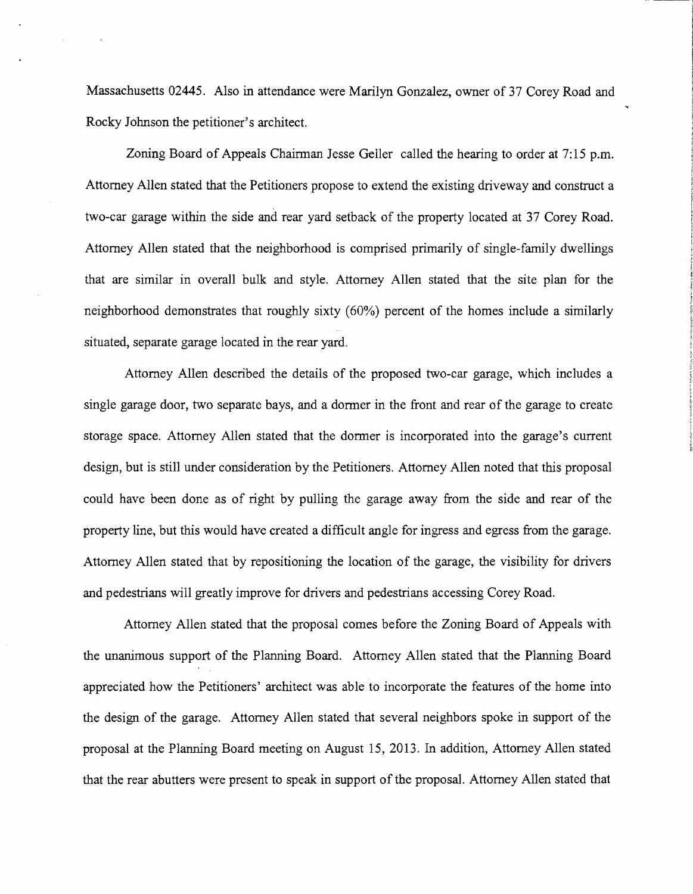Massachusetts 02445. Also in attendance were Marilyn Gonzalez, owner of 37 Corey Road and Rocky Johnson the petitioner's architect.

Zoning Board of Appeals Chairman Jesse Geller called the hearing to order at 7:15 p.m. Attorney Allen stated that the Petitioners propose to extend the existing driveway and construct a two-car garage within the side and rear yard setback of the property located at 37 Corey Road. Attorney Allen stated that the neighborhood is comprised primarily of single-family dwellings that are similar in overall bulk and style. Attorney Allen stated that the site plan for the neighborhood demonstrates that roughly sixty (60%) percent of the homes include a similarly situated, separate garage located in the rear yard.

Attorney Allen described the details of the proposed two-car garage, which includes a single garage door, two separate bays, and a dormer in the front and rear of the garage to create storage space. Attorney Allen stated that the dormer is incorporated into the garage's current design, but is still under consideration by the Petitioners. Attorney Allen noted that this proposal could have been done as of right by pulling the garage away from the side and rear of the property line, but this would have created a difficult angle for ingress and egress from the garage. Attorney Allen stated that by repositioning the location of the garage, the visibility for drivers and pedestrians will greatly improve for drivers and pedestrians accessing Corey Road.

Attorney Allen stated that the proposal comes before the Zoning Board of Appeals with the unanimous support of the Planning Board. Attorney Allen stated that the Planning Board appreciated how the Petitioners' architect was able to incorporate the features of the home into the design of the garage. Attorney Allen stated that several neighbors spoke in support of the proposal at the Planning Board meeting on August 15, 2013. In addition, Attorney Allen stated that the rear abutters were present to speak in support of the proposal. Attorney Allen stated that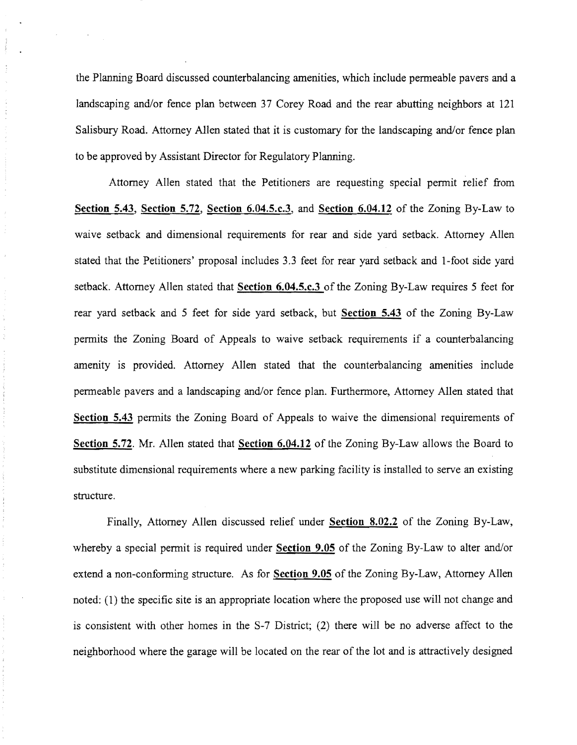the Planning Board discussed counterbalancing amenities, which include permeable pavers and a landscaping and/or fence plan between 37 Corey Road and the rear abutting neighbors at 121 Salisbury Road. Attorney Allen stated that it is customary for the landscaping and/or fence plan to be approved by Assistant Director for Regulatory Planning.

Attorney Allen stated that the Petitioners are requesting special permit relief from **Section 5.43**, **Section 5.72**, **Section 6.04.5.c.3**, and **Section 6.04.12** of the Zoning By-Law to waive setback and dimensional requirements for rear and side yard setback. Attorney Allen stated that the Petitioners' proposal includes 3.3 feet for rear yard setback and 1-foot side yard setback. Attorney Allen stated that **Section 6.04.5.c.3** of the Zoning By-Law requires 5 feet for rear yard setback and 5 feet for side yard setback, but **Section 5.43** of the Zoning By-Law permits the Zoning Board of Appeals to waive setback requirements if a counterbalancing amenity is provided. Attorney Allen stated that the counterbalancing amenities include permeable pavers and a landscaping and/or fence plan. Furthermore, Attorney Allen stated that **Section 5.43** permits the Zoning Board of Appeals to waive the dimensional requirements of **Section 5.72**. Mr. Allen stated that **Section 6.04.12** of the Zoning By-Law allows the Board to substitute dimensional requirements where a new parking facility is installed to serve an existing structure.

Finally, Attorney Allen discussed relief under **Section 8.02.2** of the Zoning By-Law, whereby a special permit is required under **Section 9.05** of the Zoning By-Law to alter and/or extend a non-conforming structure. As for **Section 9.05** of the Zoning By-Law, Attorney Allen noted: (1) the specific site is an appropriate location where the proposed use will not change and is consistent with other homes in the S-7 District; (2) there will be no adverse affect to the neighborhood where the garage will be located on the rear of the lot and is attractively designed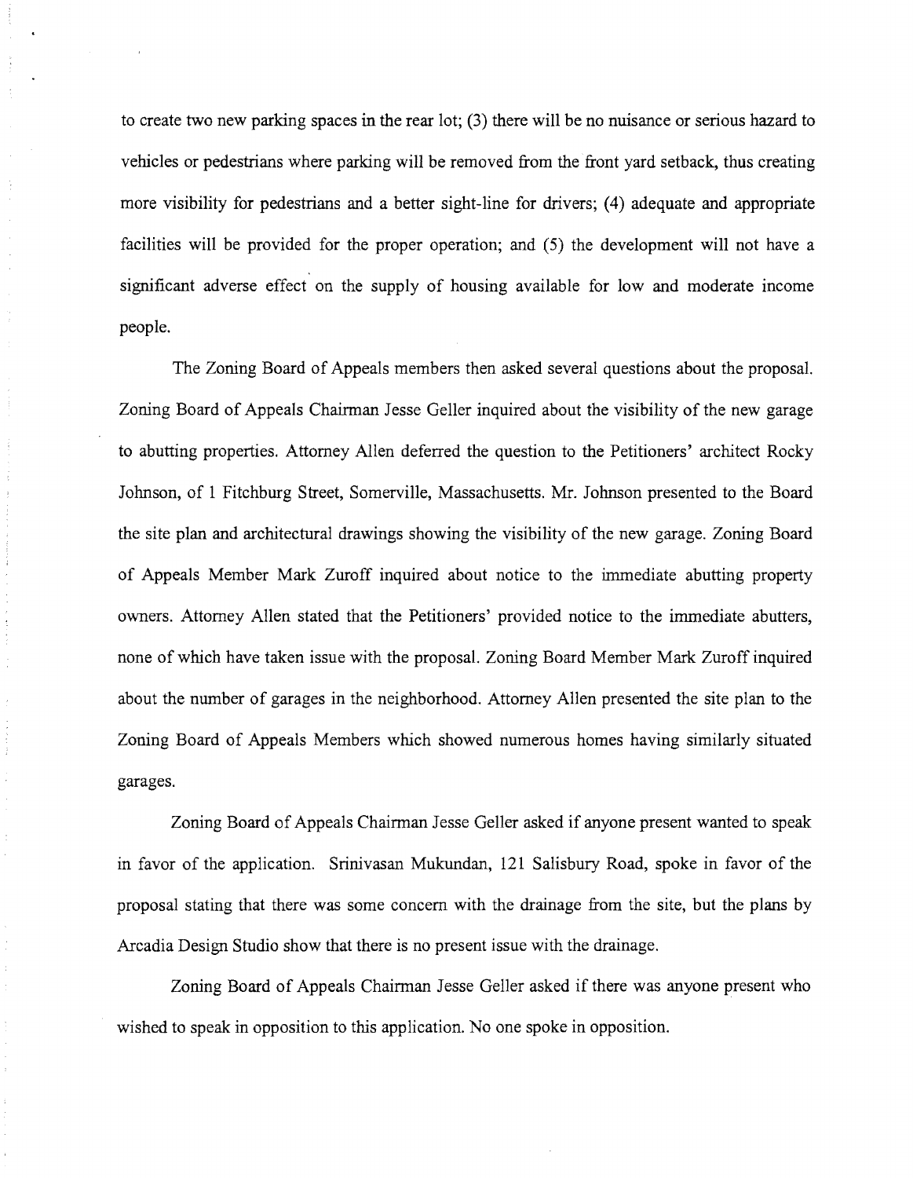to create two new parking spaces in the rear lot; (3) there will be no nuisance or serious hazard to vehicles or pedestrians where parking will be removed from the front yard setback, thus creating more visibility for pedestrians and a better sight-line for drivers; (4) adequate and appropriate facilities will be provided for the proper operation; and (5) the development will not have a significant adverse effect on the supply of housing available for low and moderate income people.

The Zoning Board of Appeals members then asked several questions about the proposal. Zoning Board of Appeals Chairman Jesse Geller inquired about the visibility of the new garage to abutting properties. Attorney Allen deferred the question to the Petitioners' architect Rocky Johnson, of 1 Fitchburg Street, Somerville, Massachusetts. Mr. Johnson presented to the Board the site plan and architectural drawings showing the visibility of the new garage. Zoning Board of Appeals Member Mark Zuroff inquired about notice to the immediate abutting property owners. Attorney Allen stated that the Petitioners' provided notice to the immediate abutters, none of which have taken issue with the proposal. Zoning Board Member Mark Zuroff inquired about the number of garages in the neighborhood. Attorney Allen presented the site plan to the Zoning Board of Appeals Members which showed numerous homes having similarly situated garages.

Zoning Board of Appeals Chairman Jesse Geller asked if anyone present wanted to speak in favor of the application. Srinivasan Mukundan, 121 Salisbury Road, spoke in favor of the proposal stating that there was some concern with the drainage from the site, but the plans by Arcadia Design Studio show that there is no present issue with the drainage.

Zoning Board of Appeals Chairman Jesse Geller asked if there was anyone present who wished to speak in opposition to this application. No one spoke in opposition.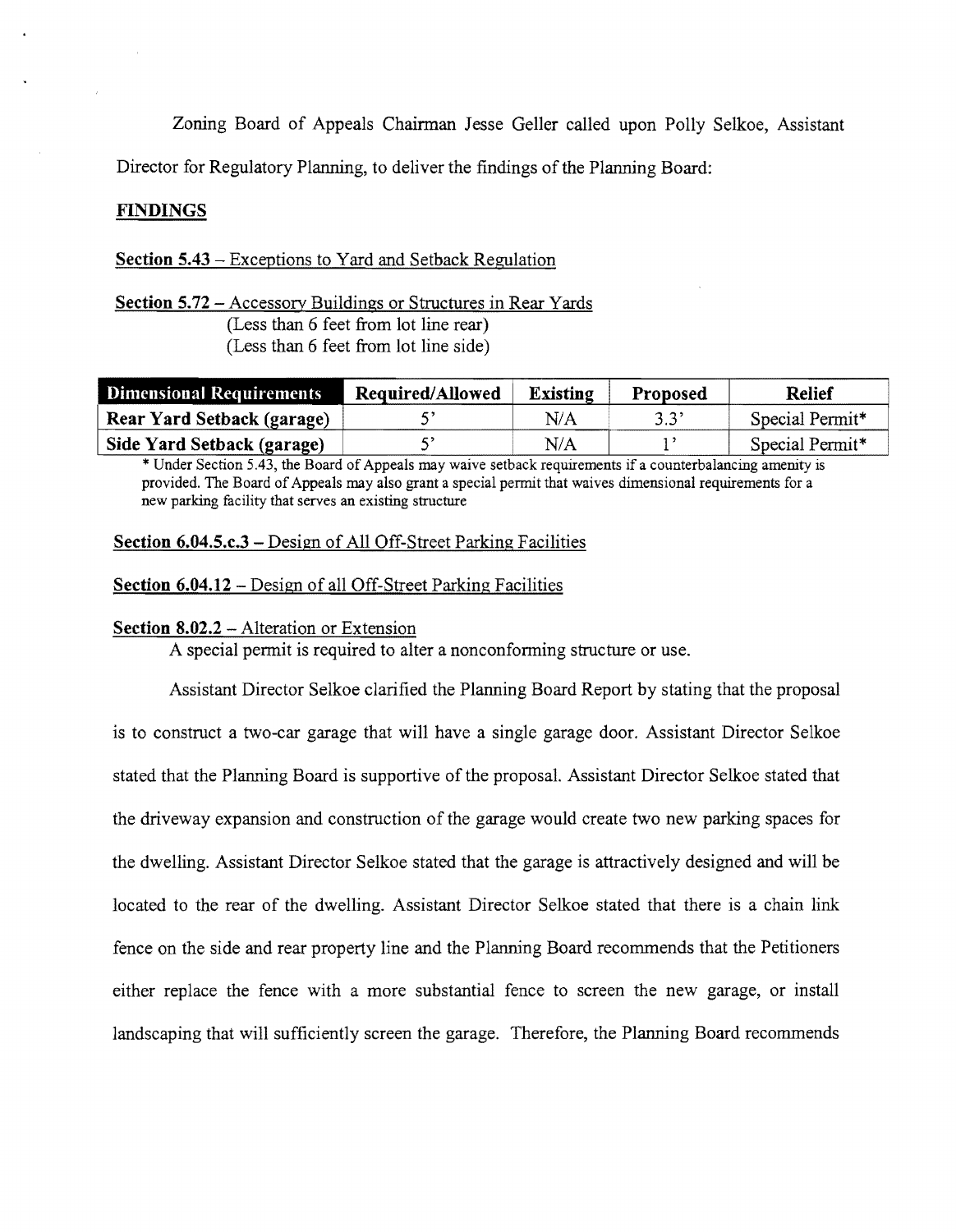Zoning Board of Appeals Chairman Jesse Geller called upon Polly Selkoe, Assistant Director for Regulatory Planning, to deliver the findings of the Planning Board:

**FINDINGS**

**Section 5.43** – Exceptions to Yard and Setback Regulation

**Section 5.72** – Accessory Buildings or Structures in Rear Yards
(Less than 6 feet from lot line rear)
(Less than 6 feet from lot line side)

| Dimensional Requirements | Required/Allowed | Existing | Proposed | Relief |
|---|---|---|---|---|
| Rear Yard Setback (garage) | 5' | N/A | 3.3' | Special Permit* |
| Side Yard Setback (garage) | 5' | N/A | 1' | Special Permit* |

\* Under Section 5.43, the Board of Appeals may waive setback requirements if a counterbalancing amenity is provided. The Board of Appeals may also grant a special permit that waives dimensional requirements for a new parking facility that serves an existing structure

**Section 6.04.5.c.3** – Design of All Off-Street Parking Facilities

**Section 6.04.12** – Design of all Off-Street Parking Facilities

**Section 8.02.2** – Alteration or Extension
A special permit is required to alter a nonconforming structure or use.

Assistant Director Selkoe clarified the Planning Board Report by stating that the proposal is to construct a two-car garage that will have a single garage door. Assistant Director Selkoe stated that the Planning Board is supportive of the proposal. Assistant Director Selkoe stated that the driveway expansion and construction of the garage would create two new parking spaces for the dwelling. Assistant Director Selkoe stated that the garage is attractively designed and will be located to the rear of the dwelling. Assistant Director Selkoe stated that there is a chain link fence on the side and rear property line and the Planning Board recommends that the Petitioners either replace the fence with a more substantial fence to screen the new garage, or install landscaping that will sufficiently screen the garage. Therefore, the Planning Board recommends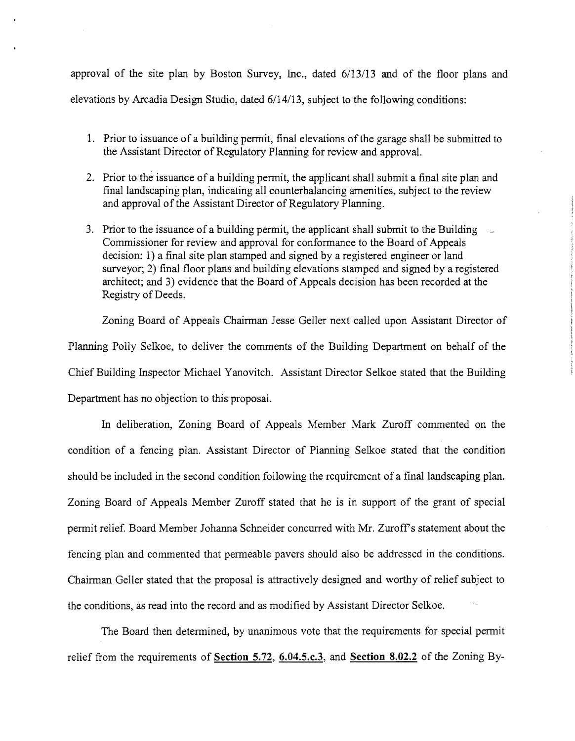approval of the site plan by Boston Survey, Inc., dated 6/13/13 and of the floor plans and elevations by Arcadia Design Studio, dated 6/14/13, subject to the following conditions:

1. Prior to issuance of a building permit, final elevations of the garage shall be submitted to the Assistant Director of Regulatory Planning for review and approval.

2. Prior to the issuance of a building permit, the applicant shall submit a final site plan and final landscaping plan, indicating all counterbalancing amenities, subject to the review and approval of the Assistant Director of Regulatory Planning.

3. Prior to the issuance of a building permit, the applicant shall submit to the Building Commissioner for review and approval for conformance to the Board of Appeals decision: 1) a final site plan stamped and signed by a registered engineer or land surveyor; 2) final floor plans and building elevations stamped and signed by a registered architect; and 3) evidence that the Board of Appeals decision has been recorded at the Registry of Deeds.

Zoning Board of Appeals Chairman Jesse Geller next called upon Assistant Director of Planning Polly Selkoe, to deliver the comments of the Building Department on behalf of the Chief Building Inspector Michael Yanovitch. Assistant Director Selkoe stated that the Building Department has no objection to this proposal.

In deliberation, Zoning Board of Appeals Member Mark Zuroff commented on the condition of a fencing plan. Assistant Director of Planning Selkoe stated that the condition should be included in the second condition following the requirement of a final landscaping plan. Zoning Board of Appeals Member Zuroff stated that he is in support of the grant of special permit relief. Board Member Johanna Schneider concurred with Mr. Zuroff's statement about the fencing plan and commented that permeable pavers should also be addressed in the conditions. Chairman Geller stated that the proposal is attractively designed and worthy of relief subject to the conditions, as read into the record and as modified by Assistant Director Selkoe.

The Board then determined, by unanimous vote that the requirements for special permit relief from the requirements of **Section 5.72**, **6.04.5.c.3**, and **Section 8.02.2** of the Zoning By-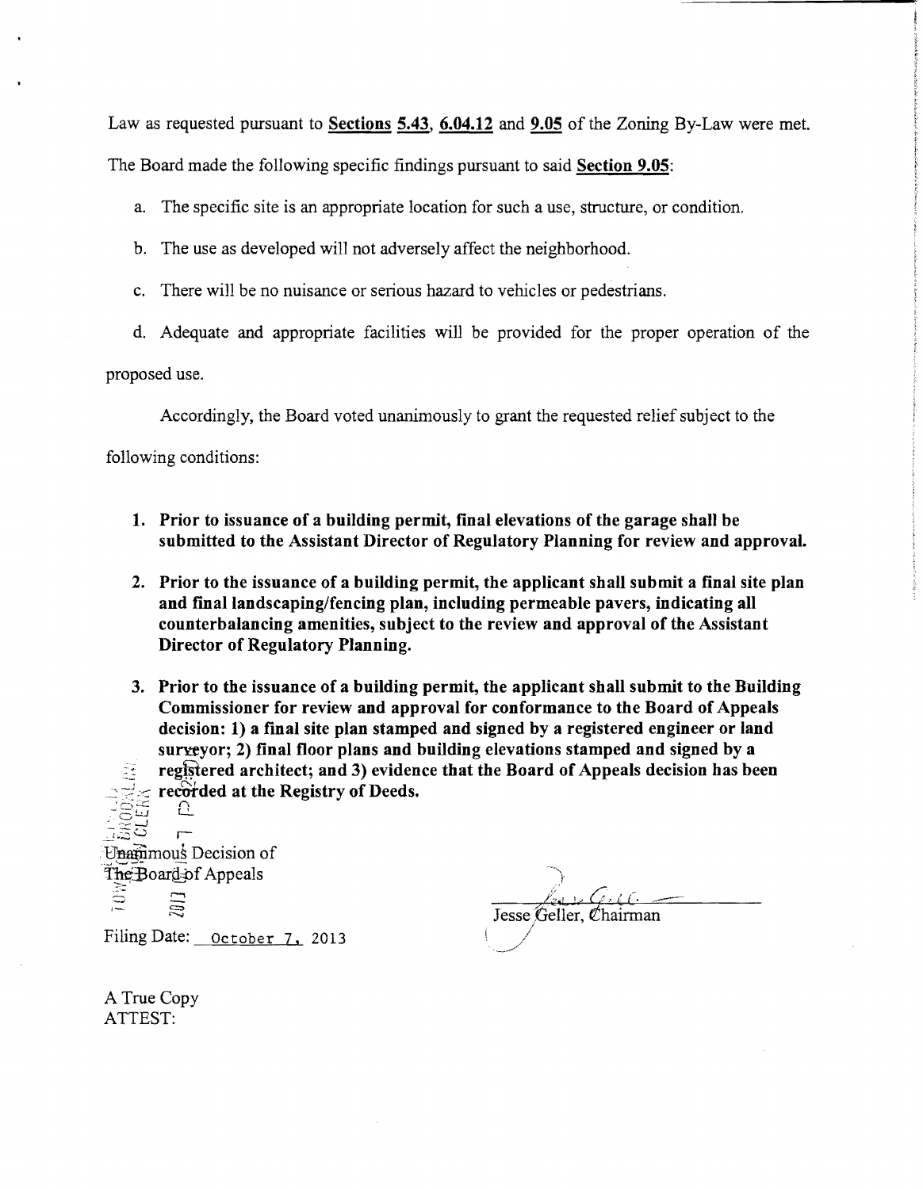Law as requested pursuant to **Sections 5.43, 6.04.12** and **9.05** of the Zoning By-Law were met. The Board made the following specific findings pursuant to said **Section 9.05**:

a. The specific site is an appropriate location for such a use, structure, or condition.

b. The use as developed will not adversely affect the neighborhood.

c. There will be no nuisance or serious hazard to vehicles or pedestrians.

d. Adequate and appropriate facilities will be provided for the proper operation of the proposed use.

Accordingly, the Board voted unanimously to grant the requested relief subject to the following conditions:

1. **Prior to issuance of a building permit, final elevations of the garage shall be submitted to the Assistant Director of Regulatory Planning for review and approval.**

2. **Prior to the issuance of a building permit, the applicant shall submit a final site plan and final landscaping/fencing plan, including permeable pavers, indicating all counterbalancing amenities, subject to the review and approval of the Assistant Director of Regulatory Planning.**

3. **Prior to the issuance of a building permit, the applicant shall submit to the Building Commissioner for review and approval for conformance to the Board of Appeals decision: 1) a final site plan stamped and signed by a registered engineer or land surveyor; 2) final floor plans and building elevations stamped and signed by a registered architect; and 3) evidence that the Board of Appeals decision has been recorded at the Registry of Deeds.**

Unanimous Decision of
The Board of Appeals

Jesse Geller, Chairman

Filing Date: October 7, 2013

A True Copy
ATTEST: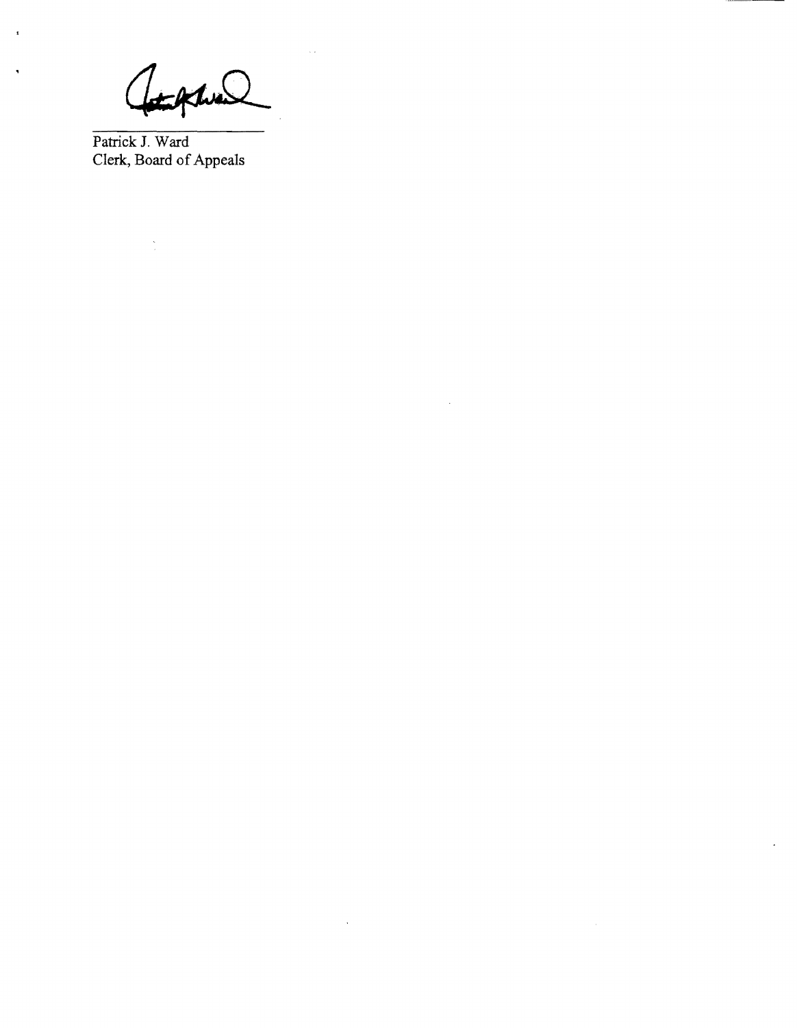Patrick J. Ward
Clerk, Board of Appeals